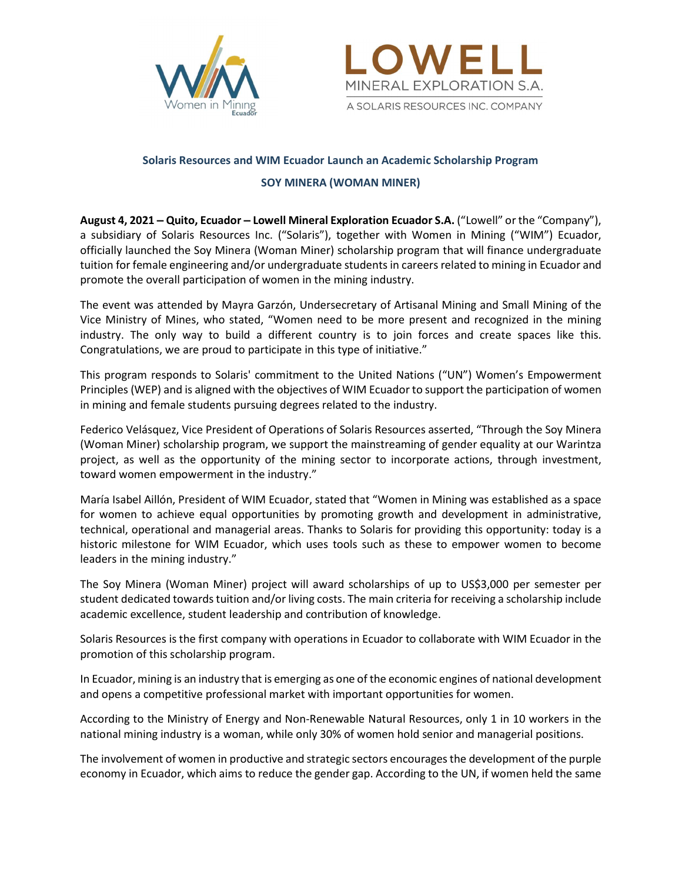# Solaris Resources and WIM Ecuador Launch an Academic Scholarship Program

## SOY MINERA (WOMAN MINER)

**August 4, 2021 – Quito, Ecuador – Lowell Mineral Exploration Ecuador S.A.** ("Lowell" or the "Company"), a subsidiary of Solaris Resources Inc. ("Solaris"), together with Women in Mining ("WIM") Ecuador, officially launched the Soy Minera (Woman Miner) scholarship program that will finance undergraduate tuition for female engineering and/or undergraduate students in careers related to mining in Ecuador and promote the overall participation of women in the mining industry.

The event was attended by Mayra Garzón, Undersecretary of Artisanal Mining and Small Mining of the Vice Ministry of Mines, who stated, "Women need to be more present and recognized in the mining industry. The only way to build a different country is to join forces and create spaces like this. Congratulations, we are proud to participate in this type of initiative."

This program responds to Solaris' commitment to the United Nations ("UN") Women's Empowerment Principles (WEP) and is aligned with the objectives of WIM Ecuador to support the participation of women in mining and female students pursuing degrees related to the industry.

Federico Velásquez, Vice President of Operations of Solaris Resources asserted, "Through the Soy Minera (Woman Miner) scholarship program, we support the mainstreaming of gender equality at our Warintza project, as well as the opportunity of the mining sector to incorporate actions, through investment, toward women empowerment in the industry."

María Isabel Aillón, President of WIM Ecuador, stated that "Women in Mining was established as a space for women to achieve equal opportunities by promoting growth and development in administrative, technical, operational and managerial areas. Thanks to Solaris for providing this opportunity: today is a historic milestone for WIM Ecuador, which uses tools such as these to empower women to become leaders in the mining industry."

The Soy Minera (Woman Miner) project will award scholarships of up to US$3,000 per semester per student dedicated towards tuition and/or living costs. The main criteria for receiving a scholarship include academic excellence, student leadership and contribution of knowledge.

Solaris Resources is the first company with operations in Ecuador to collaborate with WIM Ecuador in the promotion of this scholarship program.

In Ecuador, mining is an industry that is emerging as one of the economic engines of national development and opens a competitive professional market with important opportunities for women.

According to the Ministry of Energy and Non-Renewable Natural Resources, only 1 in 10 workers in the national mining industry is a woman, while only 30% of women hold senior and managerial positions.

The involvement of women in productive and strategic sectors encourages the development of the purple economy in Ecuador, which aims to reduce the gender gap. According to the UN, if women held the same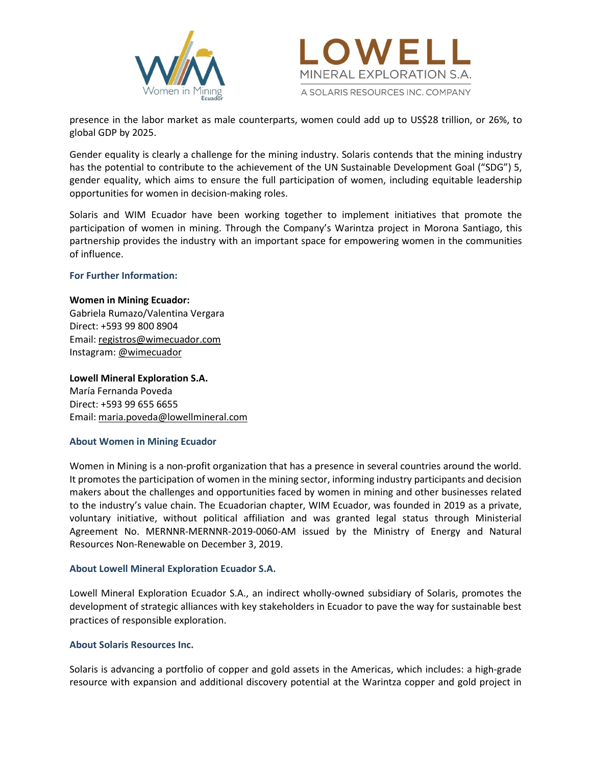presence in the labor market as male counterparts, women could add up to US$28 trillion, or 26%, to global GDP by 2025.

Gender equality is clearly a challenge for the mining industry. Solaris contends that the mining industry has the potential to contribute to the achievement of the UN Sustainable Development Goal ("SDG") 5, gender equality, which aims to ensure the full participation of women, including equitable leadership opportunities for women in decision-making roles.

Solaris and WIM Ecuador have been working together to implement initiatives that promote the participation of women in mining. Through the Company's Warintza project in Morona Santiago, this partnership provides the industry with an important space for empowering women in the communities of influence.

### For Further Information:

**Women in Mining Ecuador:**
Gabriela Rumazo/Valentina Vergara
Direct: +593 99 800 8904
Email: registros@wimecuador.com
Instagram: @wimecuador

**Lowell Mineral Exploration S.A.**
María Fernanda Poveda
Direct: +593 99 655 6655
Email: maria.poveda@lowellmineral.com

### About Women in Mining Ecuador

Women in Mining is a non-profit organization that has a presence in several countries around the world. It promotes the participation of women in the mining sector, informing industry participants and decision makers about the challenges and opportunities faced by women in mining and other businesses related to the industry's value chain. The Ecuadorian chapter, WIM Ecuador, was founded in 2019 as a private, voluntary initiative, without political affiliation and was granted legal status through Ministerial Agreement No. MERNNR-MERNNR-2019-0060-AM issued by the Ministry of Energy and Natural Resources Non-Renewable on December 3, 2019.

### About Lowell Mineral Exploration Ecuador S.A.

Lowell Mineral Exploration Ecuador S.A., an indirect wholly-owned subsidiary of Solaris, promotes the development of strategic alliances with key stakeholders in Ecuador to pave the way for sustainable best practices of responsible exploration.

### About Solaris Resources Inc.

Solaris is advancing a portfolio of copper and gold assets in the Americas, which includes: a high-grade resource with expansion and additional discovery potential at the Warintza copper and gold project in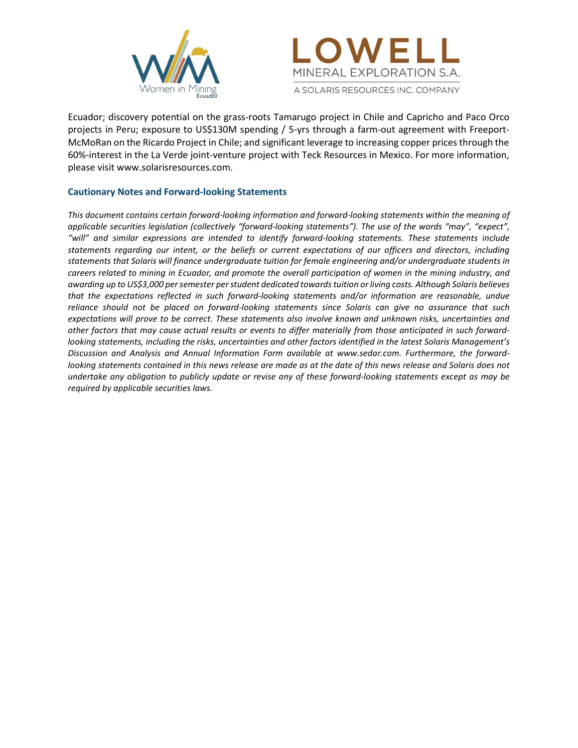Ecuador; discovery potential on the grass-roots Tamarugo project in Chile and Capricho and Paco Orco projects in Peru; exposure to US$130M spending / 5-yrs through a farm-out agreement with Freeport-McMoRan on the Ricardo Project in Chile; and significant leverage to increasing copper prices through the 60%-interest in the La Verde joint-venture project with Teck Resources in Mexico. For more information, please visit www.solarisresources.com.

### Cautionary Notes and Forward-looking Statements

*This document contains certain forward-looking information and forward-looking statements within the meaning of applicable securities legislation (collectively "forward-looking statements"). The use of the words "may", "expect", "will" and similar expressions are intended to identify forward-looking statements. These statements include statements regarding our intent, or the beliefs or current expectations of our officers and directors, including statements that Solaris will finance undergraduate tuition for female engineering and/or undergraduate students in careers related to mining in Ecuador, and promote the overall participation of women in the mining industry, and awarding up to US$3,000 per semester per student dedicated towards tuition or living costs. Although Solaris believes that the expectations reflected in such forward-looking statements and/or information are reasonable, undue reliance should not be placed on forward-looking statements since Solaris can give no assurance that such expectations will prove to be correct. These statements also involve known and unknown risks, uncertainties and other factors that may cause actual results or events to differ materially from those anticipated in such forward-looking statements, including the risks, uncertainties and other factors identified in the latest Solaris Management's Discussion and Analysis and Annual Information Form available at www.sedar.com. Furthermore, the forward-looking statements contained in this news release are made as at the date of this news release and Solaris does not undertake any obligation to publicly update or revise any of these forward-looking statements except as may be required by applicable securities laws.*